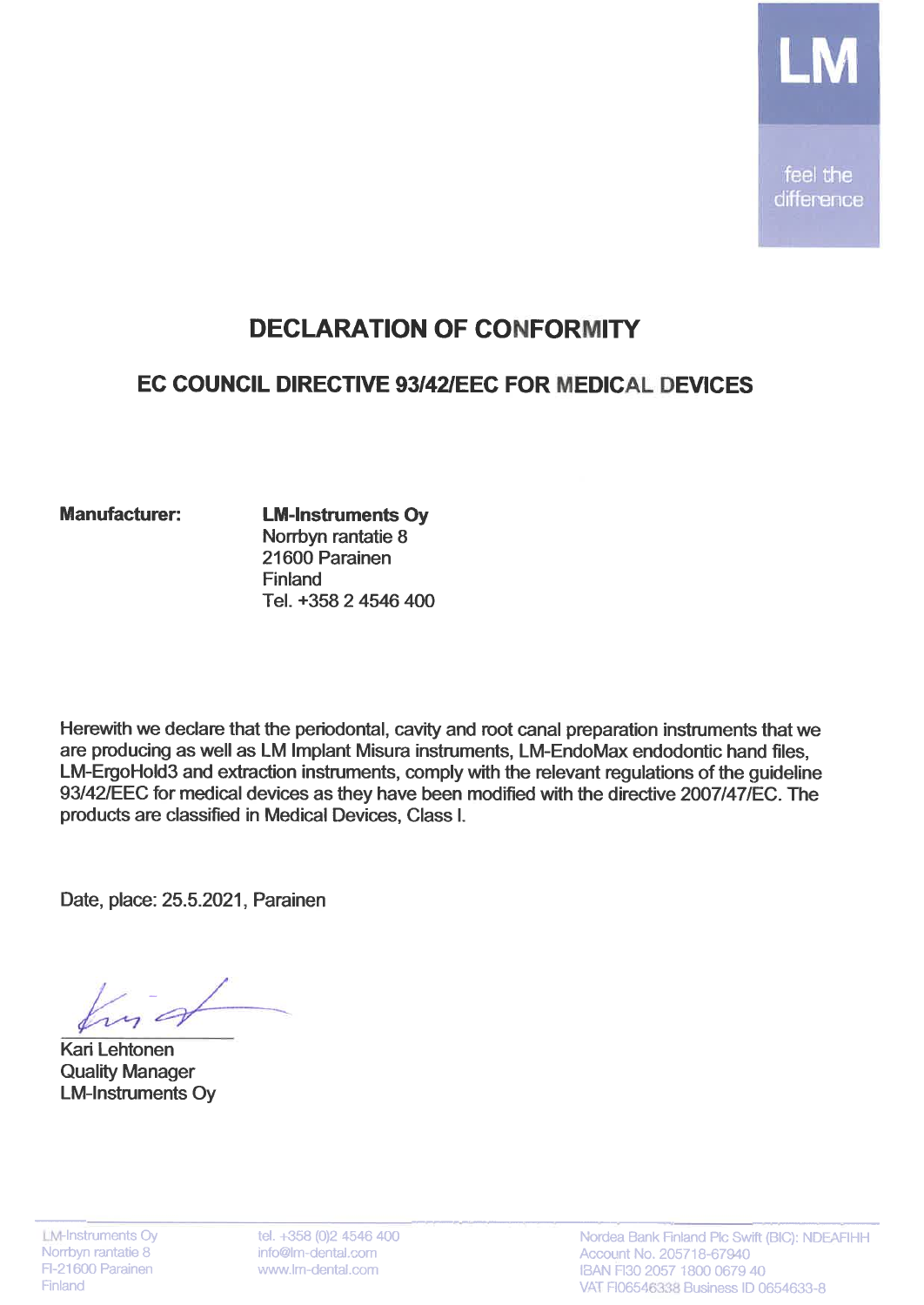LM

feel the difference

# DECLARATION OF CONFORMITY

## EC COUNCIL DIRECTIVE 93/42/EEC FOR MEDICAL DEVICES

**Manufacturer:**

**LM-Instruments Oy**
Norrbyn rantatie 8
21600 Parainen
Finland
Tel. +358 2 4546 400

Herewith we declare that the periodontal, cavity and root canal preparation instruments that we are producing as well as LM Implant Misura instruments, LM-EndoMax endodontic hand files, LM-ErgoHold3 and extraction instruments, comply with the relevant regulations of the guideline 93/42/EEC for medical devices as they have been modified with the directive 2007/47/EC. The products are classified in Medical Devices, Class I.

Date, place: 25.5.2021, Parainen

Kari Lehtonen
Quality Manager
LM-Instruments Oy

LM-Instruments Oy
Norrbyn rantatie 8
FI-21600 Parainen
Finland

tel. +358 (0)2 4546 400
info@lm-dental.com
www.lm-dental.com

Nordea Bank Finland Plc Swift (BIC): NDEAFIHH
Account No. 205718-67940
IBAN FI30 2057 1800 0679 40
VAT FI06546338 Business ID 0654633-8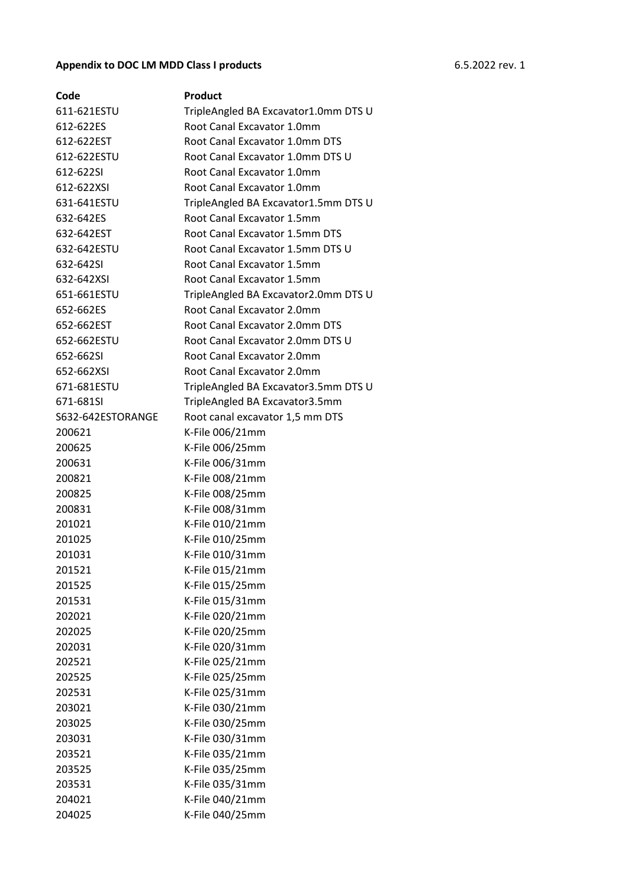**Appendix to DOC LM MDD Class I products** 6.5.2022 rev. 1

| Code | Product |
|---|---|
| 611-621ESTU | TripleAngled BA Excavator1.0mm DTS U |
| 612-622ES | Root Canal Excavator 1.0mm |
| 612-622EST | Root Canal Excavator 1.0mm DTS |
| 612-622ESTU | Root Canal Excavator 1.0mm DTS U |
| 612-622SI | Root Canal Excavator 1.0mm |
| 612-622XSI | Root Canal Excavator 1.0mm |
| 631-641ESTU | TripleAngled BA Excavator1.5mm DTS U |
| 632-642ES | Root Canal Excavator 1.5mm |
| 632-642EST | Root Canal Excavator 1.5mm DTS |
| 632-642ESTU | Root Canal Excavator 1.5mm DTS U |
| 632-642SI | Root Canal Excavator 1.5mm |
| 632-642XSI | Root Canal Excavator 1.5mm |
| 651-661ESTU | TripleAngled BA Excavator2.0mm DTS U |
| 652-662ES | Root Canal Excavator 2.0mm |
| 652-662EST | Root Canal Excavator 2.0mm DTS |
| 652-662ESTU | Root Canal Excavator 2.0mm DTS U |
| 652-662SI | Root Canal Excavator 2.0mm |
| 652-662XSI | Root Canal Excavator 2.0mm |
| 671-681ESTU | TripleAngled BA Excavator3.5mm DTS U |
| 671-681SI | TripleAngled BA Excavator3.5mm |
| S632-642ESTORANGE | Root canal excavator 1,5 mm DTS |
| 200621 | K-File 006/21mm |
| 200625 | K-File 006/25mm |
| 200631 | K-File 006/31mm |
| 200821 | K-File 008/21mm |
| 200825 | K-File 008/25mm |
| 200831 | K-File 008/31mm |
| 201021 | K-File 010/21mm |
| 201025 | K-File 010/25mm |
| 201031 | K-File 010/31mm |
| 201521 | K-File 015/21mm |
| 201525 | K-File 015/25mm |
| 201531 | K-File 015/31mm |
| 202021 | K-File 020/21mm |
| 202025 | K-File 020/25mm |
| 202031 | K-File 020/31mm |
| 202521 | K-File 025/21mm |
| 202525 | K-File 025/25mm |
| 202531 | K-File 025/31mm |
| 203021 | K-File 030/21mm |
| 203025 | K-File 030/25mm |
| 203031 | K-File 030/31mm |
| 203521 | K-File 035/21mm |
| 203525 | K-File 035/25mm |
| 203531 | K-File 035/31mm |
| 204021 | K-File 040/21mm |
| 204025 | K-File 040/25mm |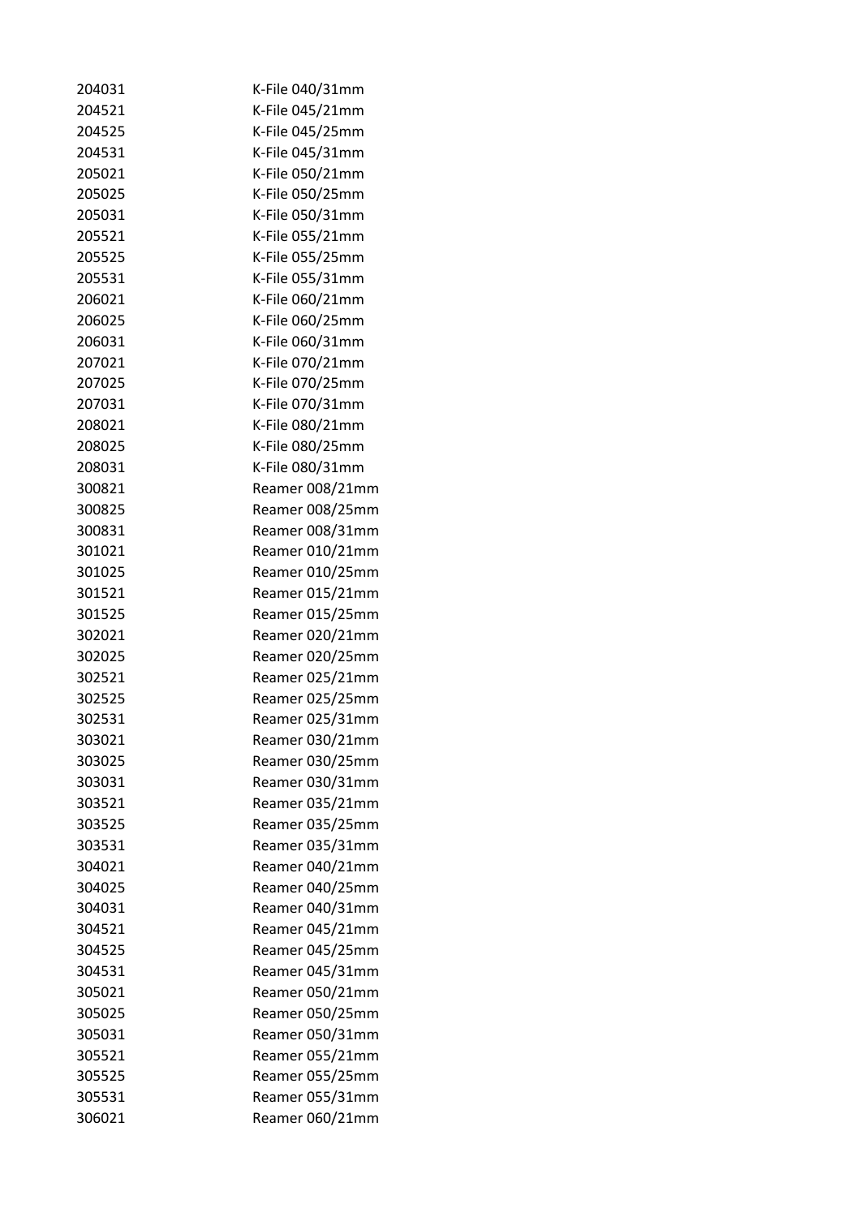| | |
|---|---|
| 204031 | K-File 040/31mm |
| 204521 | K-File 045/21mm |
| 204525 | K-File 045/25mm |
| 204531 | K-File 045/31mm |
| 205021 | K-File 050/21mm |
| 205025 | K-File 050/25mm |
| 205031 | K-File 050/31mm |
| 205521 | K-File 055/21mm |
| 205525 | K-File 055/25mm |
| 205531 | K-File 055/31mm |
| 206021 | K-File 060/21mm |
| 206025 | K-File 060/25mm |
| 206031 | K-File 060/31mm |
| 207021 | K-File 070/21mm |
| 207025 | K-File 070/25mm |
| 207031 | K-File 070/31mm |
| 208021 | K-File 080/21mm |
| 208025 | K-File 080/25mm |
| 208031 | K-File 080/31mm |
| 300821 | Reamer 008/21mm |
| 300825 | Reamer 008/25mm |
| 300831 | Reamer 008/31mm |
| 301021 | Reamer 010/21mm |
| 301025 | Reamer 010/25mm |
| 301521 | Reamer 015/21mm |
| 301525 | Reamer 015/25mm |
| 302021 | Reamer 020/21mm |
| 302025 | Reamer 020/25mm |
| 302521 | Reamer 025/21mm |
| 302525 | Reamer 025/25mm |
| 302531 | Reamer 025/31mm |
| 303021 | Reamer 030/21mm |
| 303025 | Reamer 030/25mm |
| 303031 | Reamer 030/31mm |
| 303521 | Reamer 035/21mm |
| 303525 | Reamer 035/25mm |
| 303531 | Reamer 035/31mm |
| 304021 | Reamer 040/21mm |
| 304025 | Reamer 040/25mm |
| 304031 | Reamer 040/31mm |
| 304521 | Reamer 045/21mm |
| 304525 | Reamer 045/25mm |
| 304531 | Reamer 045/31mm |
| 305021 | Reamer 050/21mm |
| 305025 | Reamer 050/25mm |
| 305031 | Reamer 050/31mm |
| 305521 | Reamer 055/21mm |
| 305525 | Reamer 055/25mm |
| 305531 | Reamer 055/31mm |
| 306021 | Reamer 060/21mm |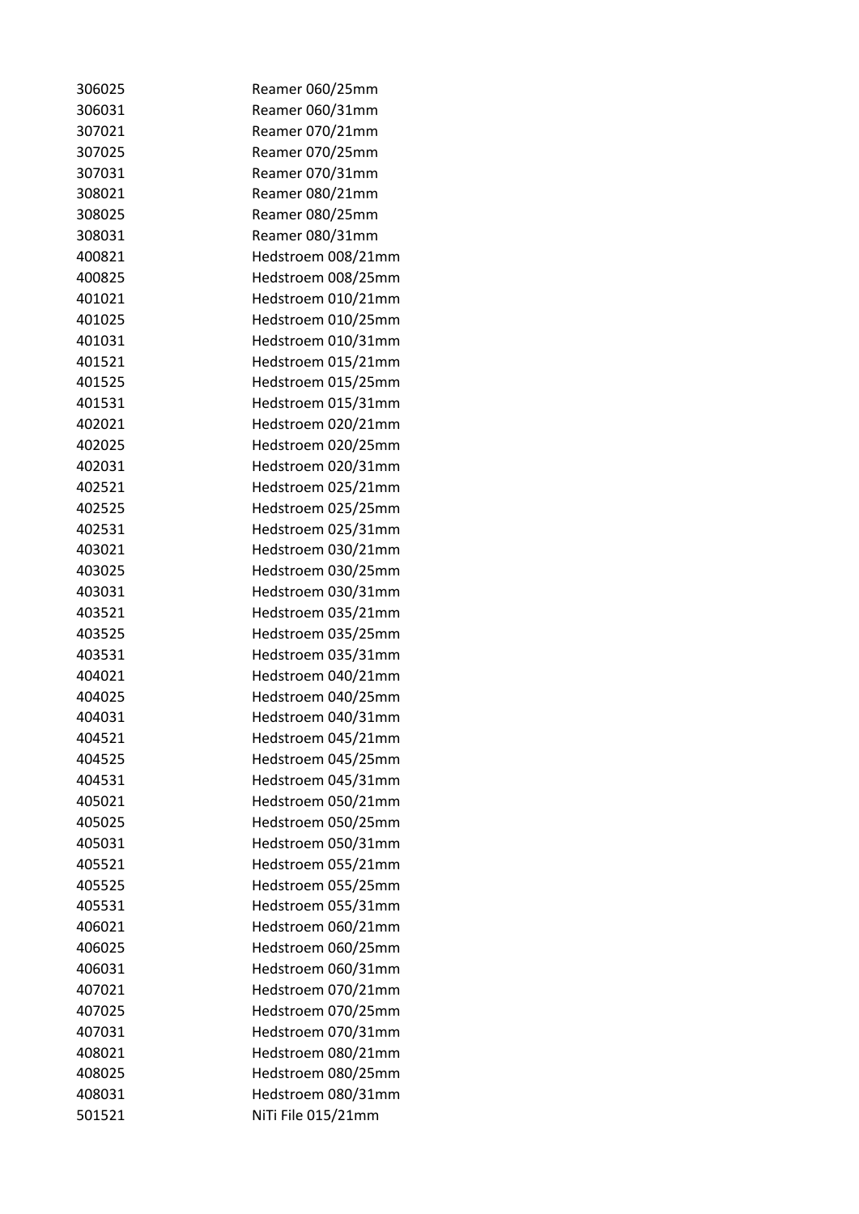| | |
|---|---|
| 306025 | Reamer 060/25mm |
| 306031 | Reamer 060/31mm |
| 307021 | Reamer 070/21mm |
| 307025 | Reamer 070/25mm |
| 307031 | Reamer 070/31mm |
| 308021 | Reamer 080/21mm |
| 308025 | Reamer 080/25mm |
| 308031 | Reamer 080/31mm |
| 400821 | Hedstroem 008/21mm |
| 400825 | Hedstroem 008/25mm |
| 401021 | Hedstroem 010/21mm |
| 401025 | Hedstroem 010/25mm |
| 401031 | Hedstroem 010/31mm |
| 401521 | Hedstroem 015/21mm |
| 401525 | Hedstroem 015/25mm |
| 401531 | Hedstroem 015/31mm |
| 402021 | Hedstroem 020/21mm |
| 402025 | Hedstroem 020/25mm |
| 402031 | Hedstroem 020/31mm |
| 402521 | Hedstroem 025/21mm |
| 402525 | Hedstroem 025/25mm |
| 402531 | Hedstroem 025/31mm |
| 403021 | Hedstroem 030/21mm |
| 403025 | Hedstroem 030/25mm |
| 403031 | Hedstroem 030/31mm |
| 403521 | Hedstroem 035/21mm |
| 403525 | Hedstroem 035/25mm |
| 403531 | Hedstroem 035/31mm |
| 404021 | Hedstroem 040/21mm |
| 404025 | Hedstroem 040/25mm |
| 404031 | Hedstroem 040/31mm |
| 404521 | Hedstroem 045/21mm |
| 404525 | Hedstroem 045/25mm |
| 404531 | Hedstroem 045/31mm |
| 405021 | Hedstroem 050/21mm |
| 405025 | Hedstroem 050/25mm |
| 405031 | Hedstroem 050/31mm |
| 405521 | Hedstroem 055/21mm |
| 405525 | Hedstroem 055/25mm |
| 405531 | Hedstroem 055/31mm |
| 406021 | Hedstroem 060/21mm |
| 406025 | Hedstroem 060/25mm |
| 406031 | Hedstroem 060/31mm |
| 407021 | Hedstroem 070/21mm |
| 407025 | Hedstroem 070/25mm |
| 407031 | Hedstroem 070/31mm |
| 408021 | Hedstroem 080/21mm |
| 408025 | Hedstroem 080/25mm |
| 408031 | Hedstroem 080/31mm |
| 501521 | NiTi File 015/21mm |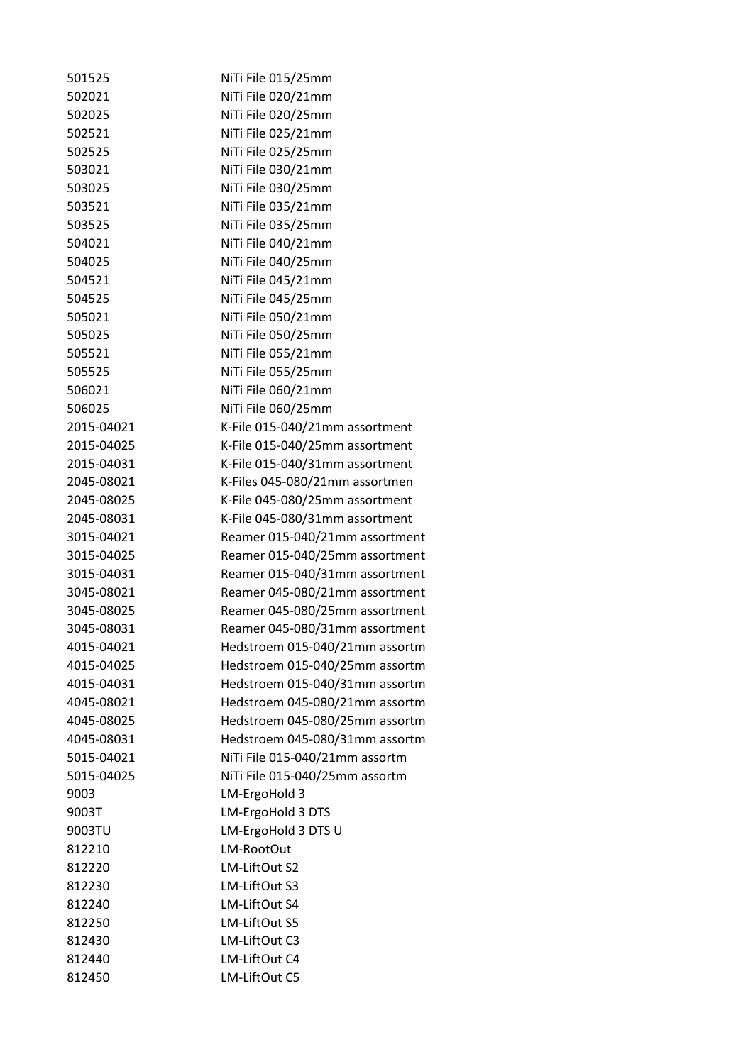| | |
|---|---|
| 501525 | NiTi File 015/25mm |
| 502021 | NiTi File 020/21mm |
| 502025 | NiTi File 020/25mm |
| 502521 | NiTi File 025/21mm |
| 502525 | NiTi File 025/25mm |
| 503021 | NiTi File 030/21mm |
| 503025 | NiTi File 030/25mm |
| 503521 | NiTi File 035/21mm |
| 503525 | NiTi File 035/25mm |
| 504021 | NiTi File 040/21mm |
| 504025 | NiTi File 040/25mm |
| 504521 | NiTi File 045/21mm |
| 504525 | NiTi File 045/25mm |
| 505021 | NiTi File 050/21mm |
| 505025 | NiTi File 050/25mm |
| 505521 | NiTi File 055/21mm |
| 505525 | NiTi File 055/25mm |
| 506021 | NiTi File 060/21mm |
| 506025 | NiTi File 060/25mm |
| 2015-04021 | K-File 015-040/21mm assortment |
| 2015-04025 | K-File 015-040/25mm assortment |
| 2015-04031 | K-File 015-040/31mm assortment |
| 2045-08021 | K-Files 045-080/21mm assortmen |
| 2045-08025 | K-File 045-080/25mm assortment |
| 2045-08031 | K-File 045-080/31mm assortment |
| 3015-04021 | Reamer 015-040/21mm assortment |
| 3015-04025 | Reamer 015-040/25mm assortment |
| 3015-04031 | Reamer 015-040/31mm assortment |
| 3045-08021 | Reamer 045-080/21mm assortment |
| 3045-08025 | Reamer 045-080/25mm assortment |
| 3045-08031 | Reamer 045-080/31mm assortment |
| 4015-04021 | Hedstroem 015-040/21mm assortm |
| 4015-04025 | Hedstroem 015-040/25mm assortm |
| 4015-04031 | Hedstroem 015-040/31mm assortm |
| 4045-08021 | Hedstroem 045-080/21mm assortm |
| 4045-08025 | Hedstroem 045-080/25mm assortm |
| 4045-08031 | Hedstroem 045-080/31mm assortm |
| 5015-04021 | NiTi File 015-040/21mm assortm |
| 5015-04025 | NiTi File 015-040/25mm assortm |
| 9003 | LM-ErgoHold 3 |
| 9003T | LM-ErgoHold 3 DTS |
| 9003TU | LM-ErgoHold 3 DTS U |
| 812210 | LM-RootOut |
| 812220 | LM-LiftOut S2 |
| 812230 | LM-LiftOut S3 |
| 812240 | LM-LiftOut S4 |
| 812250 | LM-LiftOut S5 |
| 812430 | LM-LiftOut C3 |
| 812440 | LM-LiftOut C4 |
| 812450 | LM-LiftOut C5 |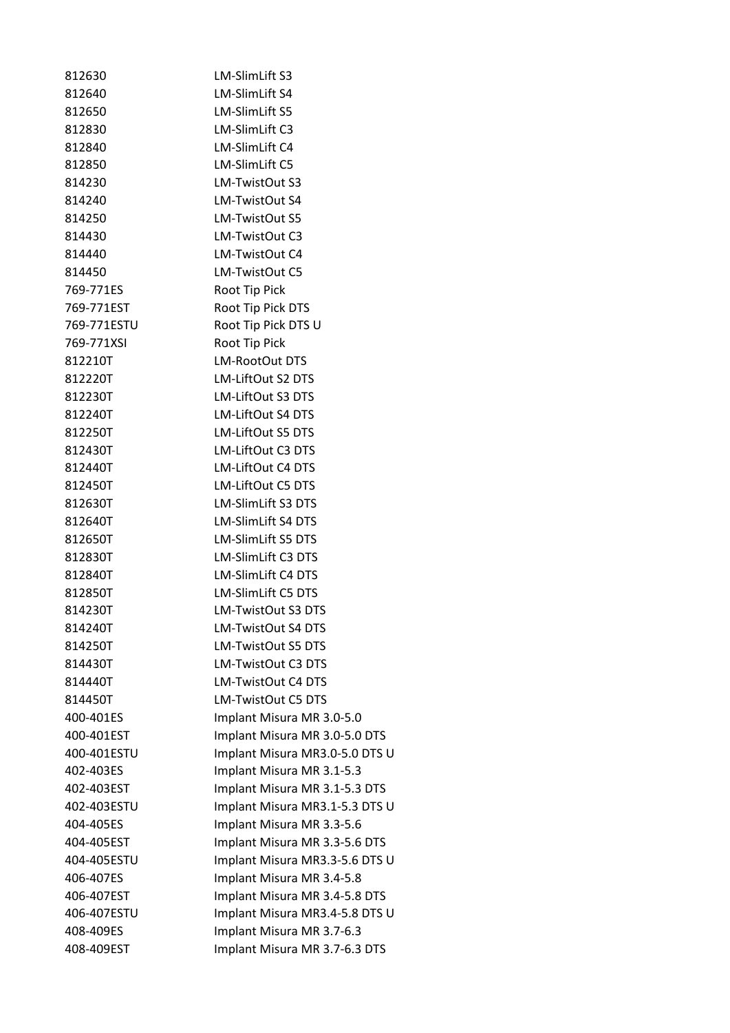| | |
|---|---|
| 812630 | LM-SlimLift S3 |
| 812640 | LM-SlimLift S4 |
| 812650 | LM-SlimLift S5 |
| 812830 | LM-SlimLift C3 |
| 812840 | LM-SlimLift C4 |
| 812850 | LM-SlimLift C5 |
| 814230 | LM-TwistOut S3 |
| 814240 | LM-TwistOut S4 |
| 814250 | LM-TwistOut S5 |
| 814430 | LM-TwistOut C3 |
| 814440 | LM-TwistOut C4 |
| 814450 | LM-TwistOut C5 |
| 769-771ES | Root Tip Pick |
| 769-771EST | Root Tip Pick DTS |
| 769-771ESTU | Root Tip Pick DTS U |
| 769-771XSI | Root Tip Pick |
| 812210T | LM-RootOut DTS |
| 812220T | LM-LiftOut S2 DTS |
| 812230T | LM-LiftOut S3 DTS |
| 812240T | LM-LiftOut S4 DTS |
| 812250T | LM-LiftOut S5 DTS |
| 812430T | LM-LiftOut C3 DTS |
| 812440T | LM-LiftOut C4 DTS |
| 812450T | LM-LiftOut C5 DTS |
| 812630T | LM-SlimLift S3 DTS |
| 812640T | LM-SlimLift S4 DTS |
| 812650T | LM-SlimLift S5 DTS |
| 812830T | LM-SlimLift C3 DTS |
| 812840T | LM-SlimLift C4 DTS |
| 812850T | LM-SlimLift C5 DTS |
| 814230T | LM-TwistOut S3 DTS |
| 814240T | LM-TwistOut S4 DTS |
| 814250T | LM-TwistOut S5 DTS |
| 814430T | LM-TwistOut C3 DTS |
| 814440T | LM-TwistOut C4 DTS |
| 814450T | LM-TwistOut C5 DTS |
| 400-401ES | Implant Misura MR 3.0-5.0 |
| 400-401EST | Implant Misura MR 3.0-5.0 DTS |
| 400-401ESTU | Implant Misura MR3.0-5.0 DTS U |
| 402-403ES | Implant Misura MR 3.1-5.3 |
| 402-403EST | Implant Misura MR 3.1-5.3 DTS |
| 402-403ESTU | Implant Misura MR3.1-5.3 DTS U |
| 404-405ES | Implant Misura MR 3.3-5.6 |
| 404-405EST | Implant Misura MR 3.3-5.6 DTS |
| 404-405ESTU | Implant Misura MR3.3-5.6 DTS U |
| 406-407ES | Implant Misura MR 3.4-5.8 |
| 406-407EST | Implant Misura MR 3.4-5.8 DTS |
| 406-407ESTU | Implant Misura MR3.4-5.8 DTS U |
| 408-409ES | Implant Misura MR 3.7-6.3 |
| 408-409EST | Implant Misura MR 3.7-6.3 DTS |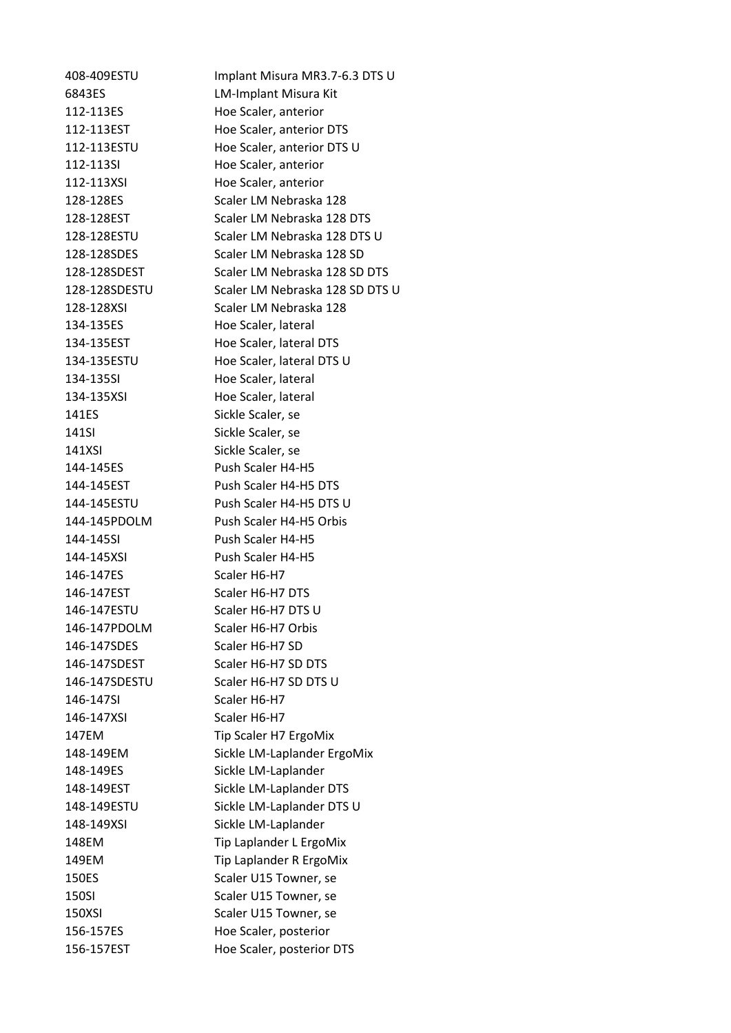| | |
|---|---|
| 408-409ESTU | Implant Misura MR3.7-6.3 DTS U |
| 6843ES | LM-Implant Misura Kit |
| 112-113ES | Hoe Scaler, anterior |
| 112-113EST | Hoe Scaler, anterior DTS |
| 112-113ESTU | Hoe Scaler, anterior DTS U |
| 112-113SI | Hoe Scaler, anterior |
| 112-113XSI | Hoe Scaler, anterior |
| 128-128ES | Scaler LM Nebraska 128 |
| 128-128EST | Scaler LM Nebraska 128 DTS |
| 128-128ESTU | Scaler LM Nebraska 128 DTS U |
| 128-128SDES | Scaler LM Nebraska 128 SD |
| 128-128SDEST | Scaler LM Nebraska 128 SD DTS |
| 128-128SDESTU | Scaler LM Nebraska 128 SD DTS U |
| 128-128XSI | Scaler LM Nebraska 128 |
| 134-135ES | Hoe Scaler, lateral |
| 134-135EST | Hoe Scaler, lateral DTS |
| 134-135ESTU | Hoe Scaler, lateral DTS U |
| 134-135SI | Hoe Scaler, lateral |
| 134-135XSI | Hoe Scaler, lateral |
| 141ES | Sickle Scaler, se |
| 141SI | Sickle Scaler, se |
| 141XSI | Sickle Scaler, se |
| 144-145ES | Push Scaler H4-H5 |
| 144-145EST | Push Scaler H4-H5 DTS |
| 144-145ESTU | Push Scaler H4-H5 DTS U |
| 144-145PDOLM | Push Scaler H4-H5 Orbis |
| 144-145SI | Push Scaler H4-H5 |
| 144-145XSI | Push Scaler H4-H5 |
| 146-147ES | Scaler H6-H7 |
| 146-147EST | Scaler H6-H7 DTS |
| 146-147ESTU | Scaler H6-H7 DTS U |
| 146-147PDOLM | Scaler H6-H7 Orbis |
| 146-147SDES | Scaler H6-H7 SD |
| 146-147SDEST | Scaler H6-H7 SD DTS |
| 146-147SDESTU | Scaler H6-H7 SD DTS U |
| 146-147SI | Scaler H6-H7 |
| 146-147XSI | Scaler H6-H7 |
| 147EM | Tip Scaler H7 ErgoMix |
| 148-149EM | Sickle LM-Laplander ErgoMix |
| 148-149ES | Sickle LM-Laplander |
| 148-149EST | Sickle LM-Laplander DTS |
| 148-149ESTU | Sickle LM-Laplander DTS U |
| 148-149XSI | Sickle LM-Laplander |
| 148EM | Tip Laplander L ErgoMix |
| 149EM | Tip Laplander R ErgoMix |
| 150ES | Scaler U15 Towner, se |
| 150SI | Scaler U15 Towner, se |
| 150XSI | Scaler U15 Towner, se |
| 156-157ES | Hoe Scaler, posterior |
| 156-157EST | Hoe Scaler, posterior DTS |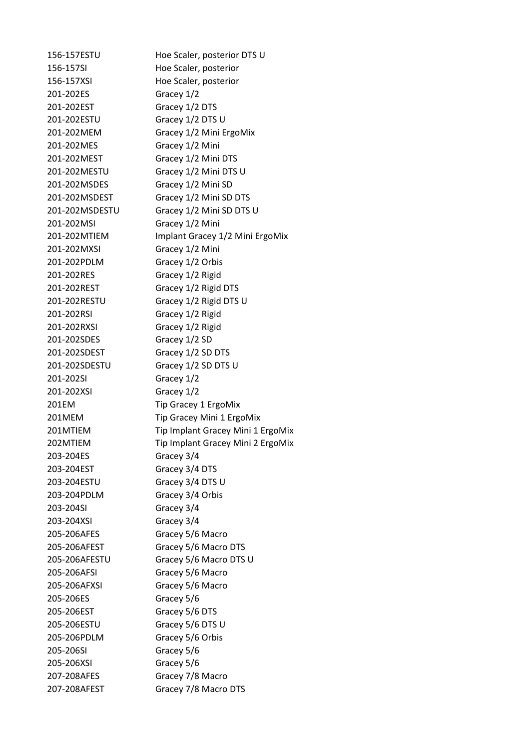| | |
|---|---|
| 156-157ESTU | Hoe Scaler, posterior DTS U |
| 156-157SI | Hoe Scaler, posterior |
| 156-157XSI | Hoe Scaler, posterior |
| 201-202ES | Gracey 1/2 |
| 201-202EST | Gracey 1/2 DTS |
| 201-202ESTU | Gracey 1/2 DTS U |
| 201-202MEM | Gracey 1/2 Mini ErgoMix |
| 201-202MES | Gracey 1/2 Mini |
| 201-202MEST | Gracey 1/2 Mini DTS |
| 201-202MESTU | Gracey 1/2 Mini DTS U |
| 201-202MSDES | Gracey 1/2 Mini SD |
| 201-202MSDEST | Gracey 1/2 Mini SD DTS |
| 201-202MSDESTU | Gracey 1/2 Mini SD DTS U |
| 201-202MSI | Gracey 1/2 Mini |
| 201-202MTIEM | Implant Gracey 1/2 Mini ErgoMix |
| 201-202MXSI | Gracey 1/2 Mini |
| 201-202PDLM | Gracey 1/2 Orbis |
| 201-202RES | Gracey 1/2 Rigid |
| 201-202REST | Gracey 1/2 Rigid DTS |
| 201-202RESTU | Gracey 1/2 Rigid DTS U |
| 201-202RSI | Gracey 1/2 Rigid |
| 201-202RXSI | Gracey 1/2 Rigid |
| 201-202SDES | Gracey 1/2 SD |
| 201-202SDEST | Gracey 1/2 SD DTS |
| 201-202SDESTU | Gracey 1/2 SD DTS U |
| 201-202SI | Gracey 1/2 |
| 201-202XSI | Gracey 1/2 |
| 201EM | Tip Gracey 1 ErgoMix |
| 201MEM | Tip Gracey Mini 1 ErgoMix |
| 201MTIEM | Tip Implant Gracey Mini 1 ErgoMix |
| 202MTIEM | Tip Implant Gracey Mini 2 ErgoMix |
| 203-204ES | Gracey 3/4 |
| 203-204EST | Gracey 3/4 DTS |
| 203-204ESTU | Gracey 3/4 DTS U |
| 203-204PDLM | Gracey 3/4 Orbis |
| 203-204SI | Gracey 3/4 |
| 203-204XSI | Gracey 3/4 |
| 205-206AFES | Gracey 5/6 Macro |
| 205-206AFEST | Gracey 5/6 Macro DTS |
| 205-206AFESTU | Gracey 5/6 Macro DTS U |
| 205-206AFSI | Gracey 5/6 Macro |
| 205-206AFXSI | Gracey 5/6 Macro |
| 205-206ES | Gracey 5/6 |
| 205-206EST | Gracey 5/6 DTS |
| 205-206ESTU | Gracey 5/6 DTS U |
| 205-206PDLM | Gracey 5/6 Orbis |
| 205-206SI | Gracey 5/6 |
| 205-206XSI | Gracey 5/6 |
| 207-208AFES | Gracey 7/8 Macro |
| 207-208AFEST | Gracey 7/8 Macro DTS |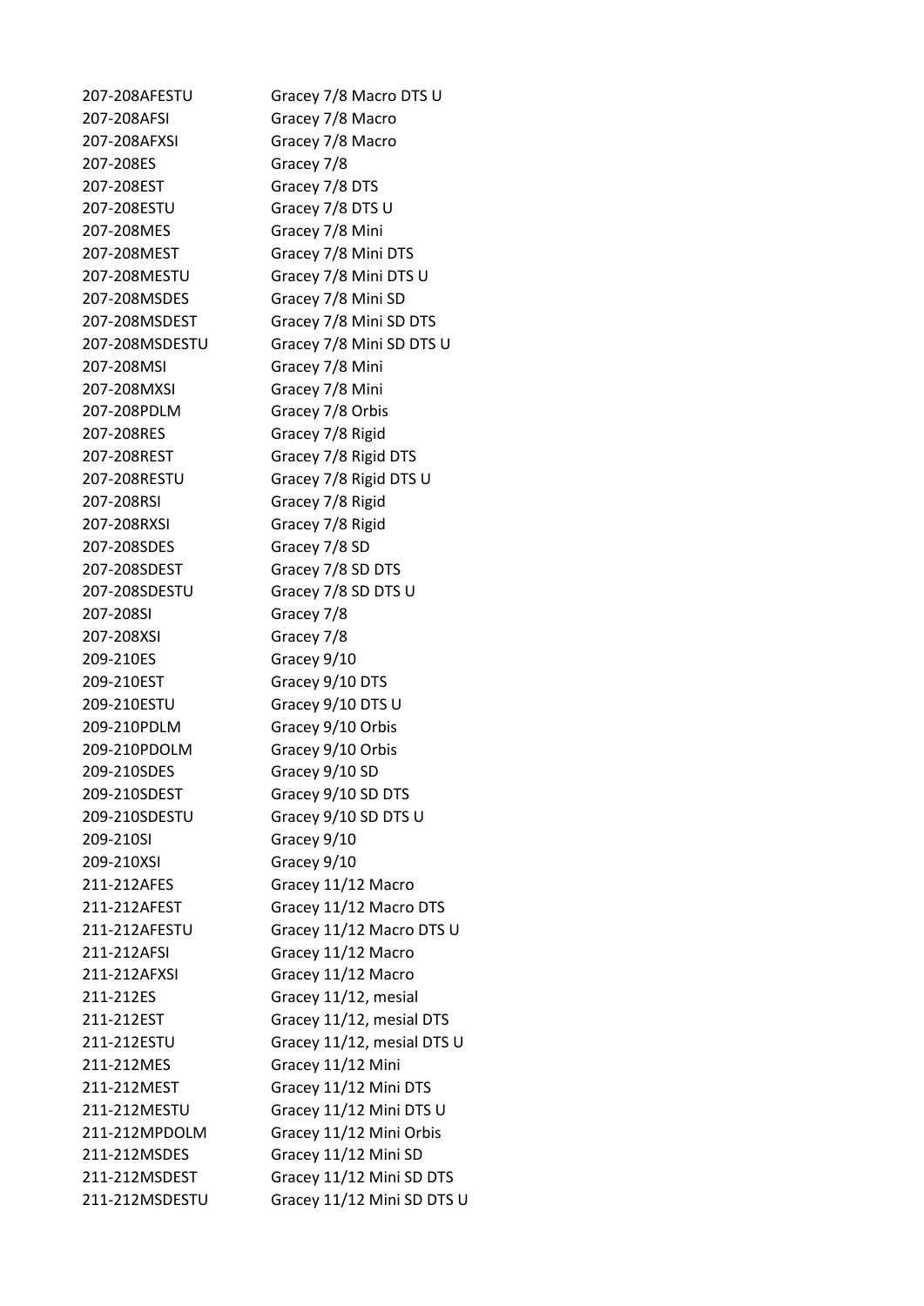| | |
|---|---|
| 207-208AFESTU | Gracey 7/8 Macro DTS U |
| 207-208AFSI | Gracey 7/8 Macro |
| 207-208AFXSI | Gracey 7/8 Macro |
| 207-208ES | Gracey 7/8 |
| 207-208EST | Gracey 7/8 DTS |
| 207-208ESTU | Gracey 7/8 DTS U |
| 207-208MES | Gracey 7/8 Mini |
| 207-208MEST | Gracey 7/8 Mini DTS |
| 207-208MESTU | Gracey 7/8 Mini DTS U |
| 207-208MSDES | Gracey 7/8 Mini SD |
| 207-208MSDEST | Gracey 7/8 Mini SD DTS |
| 207-208MSDESTU | Gracey 7/8 Mini SD DTS U |
| 207-208MSI | Gracey 7/8 Mini |
| 207-208MXSI | Gracey 7/8 Mini |
| 207-208PDLM | Gracey 7/8 Orbis |
| 207-208RES | Gracey 7/8 Rigid |
| 207-208REST | Gracey 7/8 Rigid DTS |
| 207-208RESTU | Gracey 7/8 Rigid DTS U |
| 207-208RSI | Gracey 7/8 Rigid |
| 207-208RXSI | Gracey 7/8 Rigid |
| 207-208SDES | Gracey 7/8 SD |
| 207-208SDEST | Gracey 7/8 SD DTS |
| 207-208SDESTU | Gracey 7/8 SD DTS U |
| 207-208SI | Gracey 7/8 |
| 207-208XSI | Gracey 7/8 |
| 209-210ES | Gracey 9/10 |
| 209-210EST | Gracey 9/10 DTS |
| 209-210ESTU | Gracey 9/10 DTS U |
| 209-210PDLM | Gracey 9/10 Orbis |
| 209-210PDOLM | Gracey 9/10 Orbis |
| 209-210SDES | Gracey 9/10 SD |
| 209-210SDEST | Gracey 9/10 SD DTS |
| 209-210SDESTU | Gracey 9/10 SD DTS U |
| 209-210SI | Gracey 9/10 |
| 209-210XSI | Gracey 9/10 |
| 211-212AFES | Gracey 11/12 Macro |
| 211-212AFEST | Gracey 11/12 Macro DTS |
| 211-212AFESTU | Gracey 11/12 Macro DTS U |
| 211-212AFSI | Gracey 11/12 Macro |
| 211-212AFXSI | Gracey 11/12 Macro |
| 211-212ES | Gracey 11/12, mesial |
| 211-212EST | Gracey 11/12, mesial DTS |
| 211-212ESTU | Gracey 11/12, mesial DTS U |
| 211-212MES | Gracey 11/12 Mini |
| 211-212MEST | Gracey 11/12 Mini DTS |
| 211-212MESTU | Gracey 11/12 Mini DTS U |
| 211-212MPDOLM | Gracey 11/12 Mini Orbis |
| 211-212MSDES | Gracey 11/12 Mini SD |
| 211-212MSDEST | Gracey 11/12 Mini SD DTS |
| 211-212MSDESTU | Gracey 11/12 Mini SD DTS U |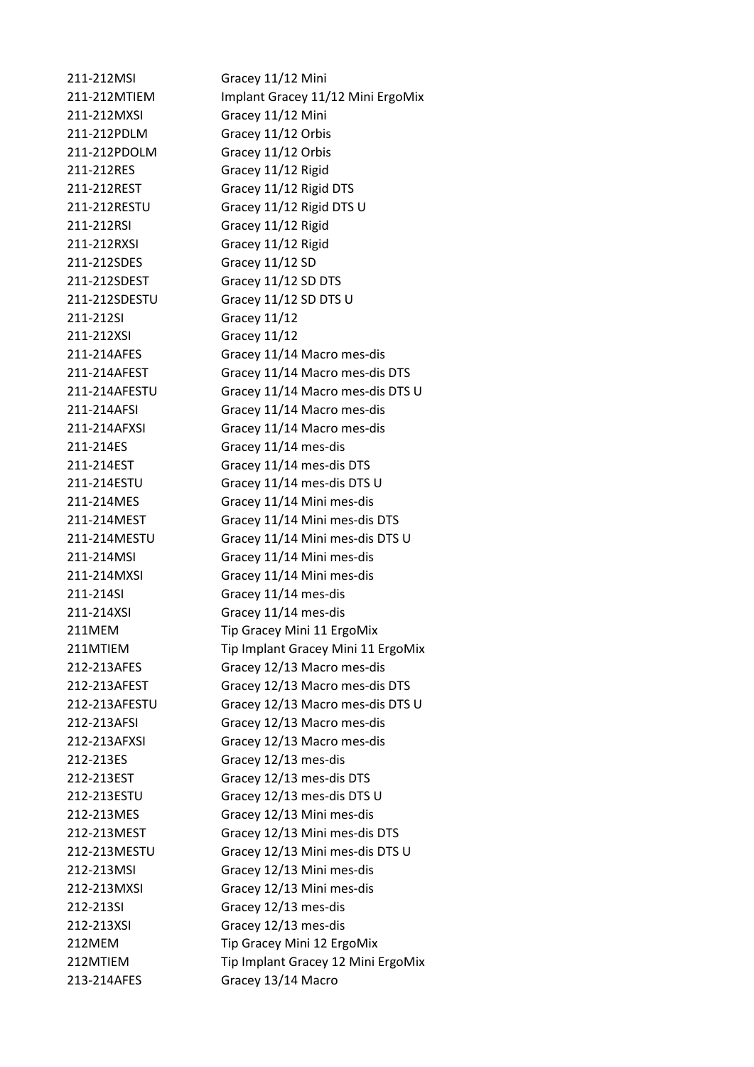| | |
|---|---|
| 211-212MSI | Gracey 11/12 Mini |
| 211-212MTIEM | Implant Gracey 11/12 Mini ErgoMix |
| 211-212MXSI | Gracey 11/12 Mini |
| 211-212PDLM | Gracey 11/12 Orbis |
| 211-212PDOLM | Gracey 11/12 Orbis |
| 211-212RES | Gracey 11/12 Rigid |
| 211-212REST | Gracey 11/12 Rigid DTS |
| 211-212RESTU | Gracey 11/12 Rigid DTS U |
| 211-212RSI | Gracey 11/12 Rigid |
| 211-212RXSI | Gracey 11/12 Rigid |
| 211-212SDES | Gracey 11/12 SD |
| 211-212SDEST | Gracey 11/12 SD DTS |
| 211-212SDESTU | Gracey 11/12 SD DTS U |
| 211-212SI | Gracey 11/12 |
| 211-212XSI | Gracey 11/12 |
| 211-214AFES | Gracey 11/14 Macro mes-dis |
| 211-214AFEST | Gracey 11/14 Macro mes-dis DTS |
| 211-214AFESTU | Gracey 11/14 Macro mes-dis DTS U |
| 211-214AFSI | Gracey 11/14 Macro mes-dis |
| 211-214AFXSI | Gracey 11/14 Macro mes-dis |
| 211-214ES | Gracey 11/14 mes-dis |
| 211-214EST | Gracey 11/14 mes-dis DTS |
| 211-214ESTU | Gracey 11/14 mes-dis DTS U |
| 211-214MES | Gracey 11/14 Mini mes-dis |
| 211-214MEST | Gracey 11/14 Mini mes-dis DTS |
| 211-214MESTU | Gracey 11/14 Mini mes-dis DTS U |
| 211-214MSI | Gracey 11/14 Mini mes-dis |
| 211-214MXSI | Gracey 11/14 Mini mes-dis |
| 211-214SI | Gracey 11/14 mes-dis |
| 211-214XSI | Gracey 11/14 mes-dis |
| 211MEM | Tip Gracey Mini 11 ErgoMix |
| 211MTIEM | Tip Implant Gracey Mini 11 ErgoMix |
| 212-213AFES | Gracey 12/13 Macro mes-dis |
| 212-213AFEST | Gracey 12/13 Macro mes-dis DTS |
| 212-213AFESTU | Gracey 12/13 Macro mes-dis DTS U |
| 212-213AFSI | Gracey 12/13 Macro mes-dis |
| 212-213AFXSI | Gracey 12/13 Macro mes-dis |
| 212-213ES | Gracey 12/13 mes-dis |
| 212-213EST | Gracey 12/13 mes-dis DTS |
| 212-213ESTU | Gracey 12/13 mes-dis DTS U |
| 212-213MES | Gracey 12/13 Mini mes-dis |
| 212-213MEST | Gracey 12/13 Mini mes-dis DTS |
| 212-213MESTU | Gracey 12/13 Mini mes-dis DTS U |
| 212-213MSI | Gracey 12/13 Mini mes-dis |
| 212-213MXSI | Gracey 12/13 Mini mes-dis |
| 212-213SI | Gracey 12/13 mes-dis |
| 212-213XSI | Gracey 12/13 mes-dis |
| 212MEM | Tip Gracey Mini 12 ErgoMix |
| 212MTIEM | Tip Implant Gracey 12 Mini ErgoMix |
| 213-214AFES | Gracey 13/14 Macro |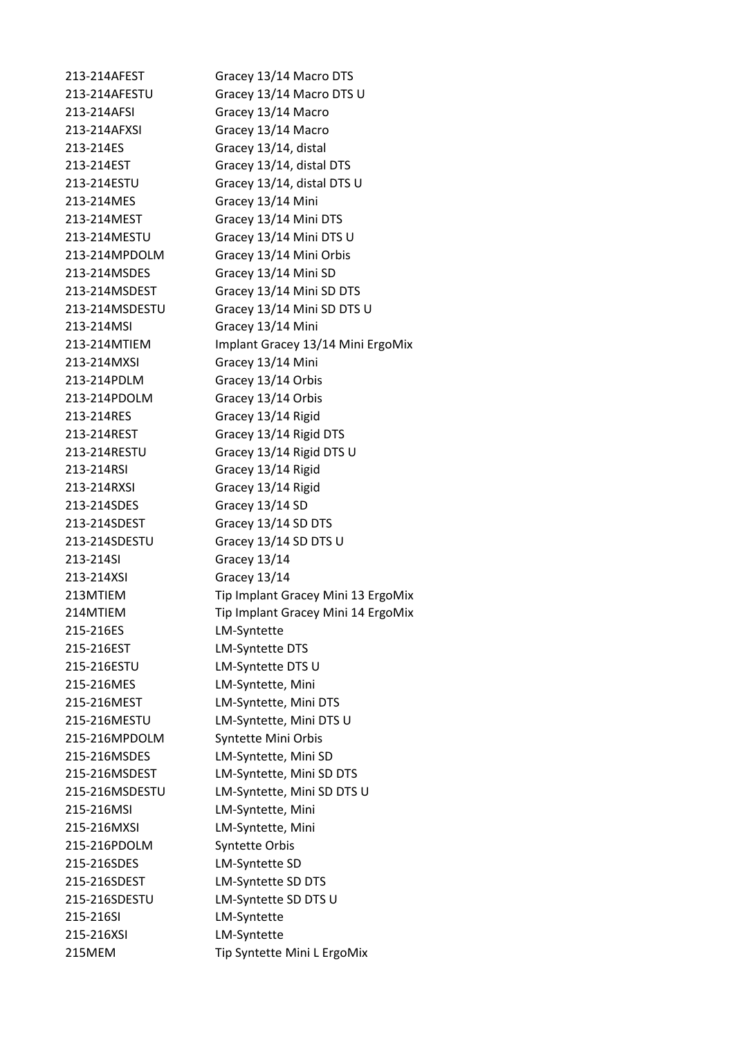| | |
|---|---|
| 213-214AFEST | Gracey 13/14 Macro DTS |
| 213-214AFESTU | Gracey 13/14 Macro DTS U |
| 213-214AFSI | Gracey 13/14 Macro |
| 213-214AFXSI | Gracey 13/14 Macro |
| 213-214ES | Gracey 13/14, distal |
| 213-214EST | Gracey 13/14, distal DTS |
| 213-214ESTU | Gracey 13/14, distal DTS U |
| 213-214MES | Gracey 13/14 Mini |
| 213-214MEST | Gracey 13/14 Mini DTS |
| 213-214MESTU | Gracey 13/14 Mini DTS U |
| 213-214MPDOLM | Gracey 13/14 Mini Orbis |
| 213-214MSDES | Gracey 13/14 Mini SD |
| 213-214MSDEST | Gracey 13/14 Mini SD DTS |
| 213-214MSDESTU | Gracey 13/14 Mini SD DTS U |
| 213-214MSI | Gracey 13/14 Mini |
| 213-214MTIEM | Implant Gracey 13/14 Mini ErgoMix |
| 213-214MXSI | Gracey 13/14 Mini |
| 213-214PDLM | Gracey 13/14 Orbis |
| 213-214PDOLM | Gracey 13/14 Orbis |
| 213-214RES | Gracey 13/14 Rigid |
| 213-214REST | Gracey 13/14 Rigid DTS |
| 213-214RESTU | Gracey 13/14 Rigid DTS U |
| 213-214RSI | Gracey 13/14 Rigid |
| 213-214RXSI | Gracey 13/14 Rigid |
| 213-214SDES | Gracey 13/14 SD |
| 213-214SDEST | Gracey 13/14 SD DTS |
| 213-214SDESTU | Gracey 13/14 SD DTS U |
| 213-214SI | Gracey 13/14 |
| 213-214XSI | Gracey 13/14 |
| 213MTIEM | Tip Implant Gracey Mini 13 ErgoMix |
| 214MTIEM | Tip Implant Gracey Mini 14 ErgoMix |
| 215-216ES | LM-Syntette |
| 215-216EST | LM-Syntette DTS |
| 215-216ESTU | LM-Syntette DTS U |
| 215-216MES | LM-Syntette, Mini |
| 215-216MEST | LM-Syntette, Mini DTS |
| 215-216MESTU | LM-Syntette, Mini DTS U |
| 215-216MPDOLM | Syntette Mini Orbis |
| 215-216MSDES | LM-Syntette, Mini SD |
| 215-216MSDEST | LM-Syntette, Mini SD DTS |
| 215-216MSDESTU | LM-Syntette, Mini SD DTS U |
| 215-216MSI | LM-Syntette, Mini |
| 215-216MXSI | LM-Syntette, Mini |
| 215-216PDOLM | Syntette Orbis |
| 215-216SDES | LM-Syntette SD |
| 215-216SDEST | LM-Syntette SD DTS |
| 215-216SDESTU | LM-Syntette SD DTS U |
| 215-216SI | LM-Syntette |
| 215-216XSI | LM-Syntette |
| 215MEM | Tip Syntette Mini L ErgoMix |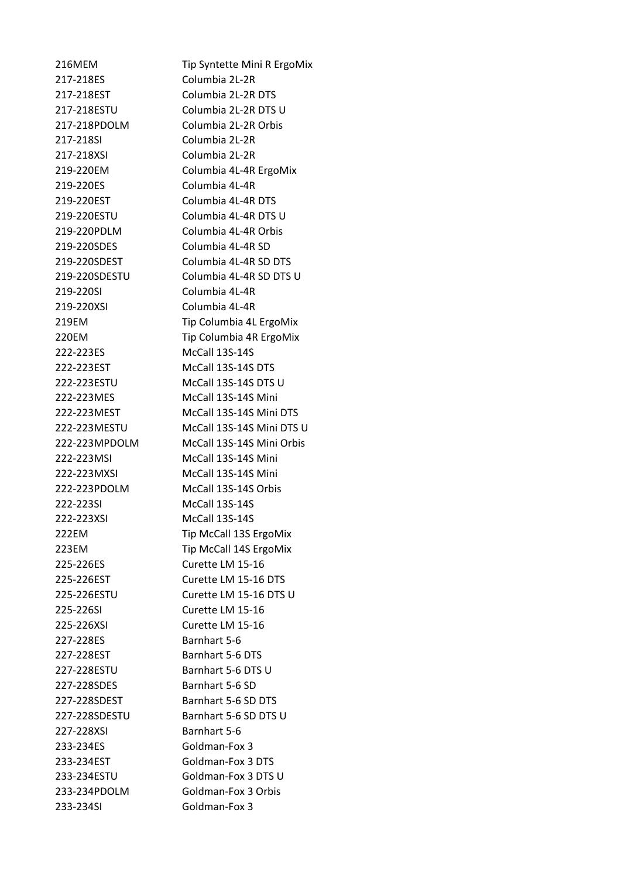| | |
|---|---|
| 216MEM | Tip Syntette Mini R ErgoMix |
| 217-218ES | Columbia 2L-2R |
| 217-218EST | Columbia 2L-2R DTS |
| 217-218ESTU | Columbia 2L-2R DTS U |
| 217-218PDOLM | Columbia 2L-2R Orbis |
| 217-218SI | Columbia 2L-2R |
| 217-218XSI | Columbia 2L-2R |
| 219-220EM | Columbia 4L-4R ErgoMix |
| 219-220ES | Columbia 4L-4R |
| 219-220EST | Columbia 4L-4R DTS |
| 219-220ESTU | Columbia 4L-4R DTS U |
| 219-220PDLM | Columbia 4L-4R Orbis |
| 219-220SDES | Columbia 4L-4R SD |
| 219-220SDEST | Columbia 4L-4R SD DTS |
| 219-220SDESTU | Columbia 4L-4R SD DTS U |
| 219-220SI | Columbia 4L-4R |
| 219-220XSI | Columbia 4L-4R |
| 219EM | Tip Columbia 4L ErgoMix |
| 220EM | Tip Columbia 4R ErgoMix |
| 222-223ES | McCall 13S-14S |
| 222-223EST | McCall 13S-14S DTS |
| 222-223ESTU | McCall 13S-14S DTS U |
| 222-223MES | McCall 13S-14S Mini |
| 222-223MEST | McCall 13S-14S Mini DTS |
| 222-223MESTU | McCall 13S-14S Mini DTS U |
| 222-223MPDOLM | McCall 13S-14S Mini Orbis |
| 222-223MSI | McCall 13S-14S Mini |
| 222-223MXSI | McCall 13S-14S Mini |
| 222-223PDOLM | McCall 13S-14S Orbis |
| 222-223SI | McCall 13S-14S |
| 222-223XSI | McCall 13S-14S |
| 222EM | Tip McCall 13S ErgoMix |
| 223EM | Tip McCall 14S ErgoMix |
| 225-226ES | Curette LM 15-16 |
| 225-226EST | Curette LM 15-16 DTS |
| 225-226ESTU | Curette LM 15-16 DTS U |
| 225-226SI | Curette LM 15-16 |
| 225-226XSI | Curette LM 15-16 |
| 227-228ES | Barnhart 5-6 |
| 227-228EST | Barnhart 5-6 DTS |
| 227-228ESTU | Barnhart 5-6 DTS U |
| 227-228SDES | Barnhart 5-6 SD |
| 227-228SDEST | Barnhart 5-6 SD DTS |
| 227-228SDESTU | Barnhart 5-6 SD DTS U |
| 227-228XSI | Barnhart 5-6 |
| 233-234ES | Goldman-Fox 3 |
| 233-234EST | Goldman-Fox 3 DTS |
| 233-234ESTU | Goldman-Fox 3 DTS U |
| 233-234PDOLM | Goldman-Fox 3 Orbis |
| 233-234SI | Goldman-Fox 3 |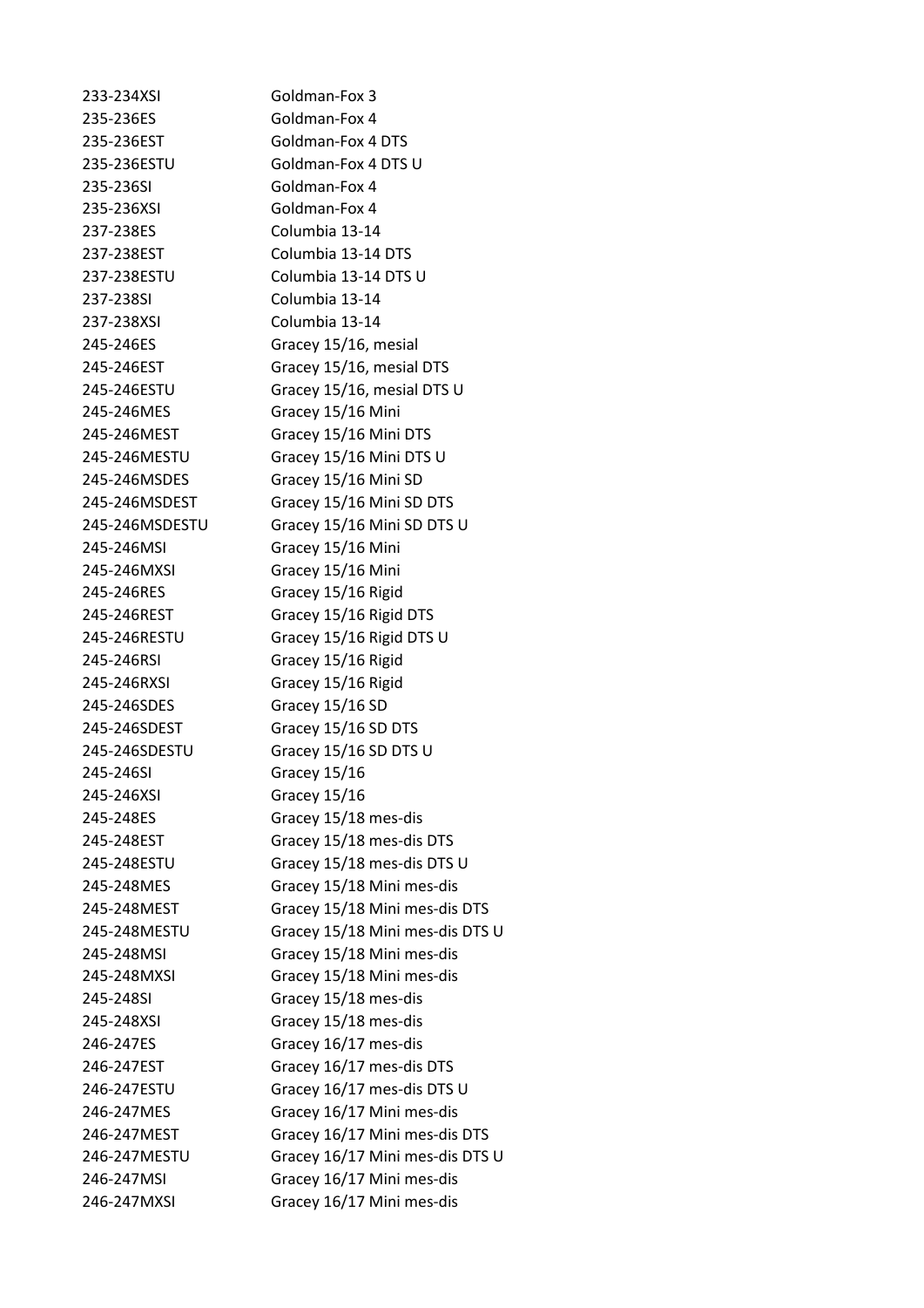| | |
|---|---|
| 233-234XSI | Goldman-Fox 3 |
| 235-236ES | Goldman-Fox 4 |
| 235-236EST | Goldman-Fox 4 DTS |
| 235-236ESTU | Goldman-Fox 4 DTS U |
| 235-236SI | Goldman-Fox 4 |
| 235-236XSI | Goldman-Fox 4 |
| 237-238ES | Columbia 13-14 |
| 237-238EST | Columbia 13-14 DTS |
| 237-238ESTU | Columbia 13-14 DTS U |
| 237-238SI | Columbia 13-14 |
| 237-238XSI | Columbia 13-14 |
| 245-246ES | Gracey 15/16, mesial |
| 245-246EST | Gracey 15/16, mesial DTS |
| 245-246ESTU | Gracey 15/16, mesial DTS U |
| 245-246MES | Gracey 15/16 Mini |
| 245-246MEST | Gracey 15/16 Mini DTS |
| 245-246MESTU | Gracey 15/16 Mini DTS U |
| 245-246MSDES | Gracey 15/16 Mini SD |
| 245-246MSDEST | Gracey 15/16 Mini SD DTS |
| 245-246MSDESTU | Gracey 15/16 Mini SD DTS U |
| 245-246MSI | Gracey 15/16 Mini |
| 245-246MXSI | Gracey 15/16 Mini |
| 245-246RES | Gracey 15/16 Rigid |
| 245-246REST | Gracey 15/16 Rigid DTS |
| 245-246RESTU | Gracey 15/16 Rigid DTS U |
| 245-246RSI | Gracey 15/16 Rigid |
| 245-246RXSI | Gracey 15/16 Rigid |
| 245-246SDES | Gracey 15/16 SD |
| 245-246SDEST | Gracey 15/16 SD DTS |
| 245-246SDESTU | Gracey 15/16 SD DTS U |
| 245-246SI | Gracey 15/16 |
| 245-246XSI | Gracey 15/16 |
| 245-248ES | Gracey 15/18 mes-dis |
| 245-248EST | Gracey 15/18 mes-dis DTS |
| 245-248ESTU | Gracey 15/18 mes-dis DTS U |
| 245-248MES | Gracey 15/18 Mini mes-dis |
| 245-248MEST | Gracey 15/18 Mini mes-dis DTS |
| 245-248MESTU | Gracey 15/18 Mini mes-dis DTS U |
| 245-248MSI | Gracey 15/18 Mini mes-dis |
| 245-248MXSI | Gracey 15/18 Mini mes-dis |
| 245-248SI | Gracey 15/18 mes-dis |
| 245-248XSI | Gracey 15/18 mes-dis |
| 246-247ES | Gracey 16/17 mes-dis |
| 246-247EST | Gracey 16/17 mes-dis DTS |
| 246-247ESTU | Gracey 16/17 mes-dis DTS U |
| 246-247MES | Gracey 16/17 Mini mes-dis |
| 246-247MEST | Gracey 16/17 Mini mes-dis DTS |
| 246-247MESTU | Gracey 16/17 Mini mes-dis DTS U |
| 246-247MSI | Gracey 16/17 Mini mes-dis |
| 246-247MXSI | Gracey 16/17 Mini mes-dis |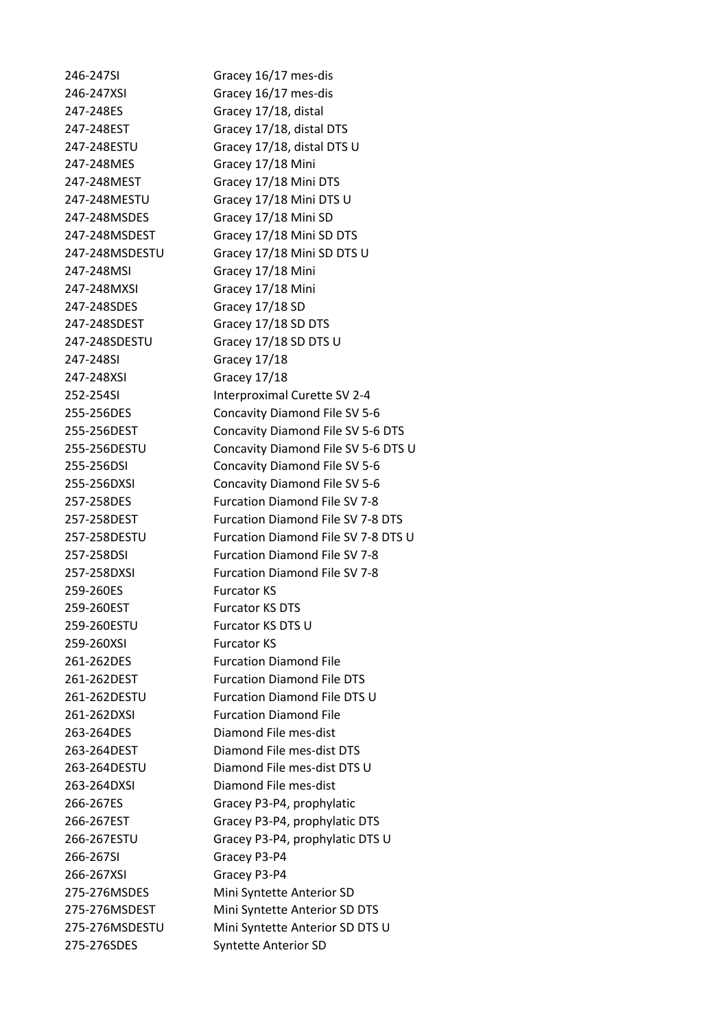| | |
|---|---|
| 246-247SI | Gracey 16/17 mes-dis |
| 246-247XSI | Gracey 16/17 mes-dis |
| 247-248ES | Gracey 17/18, distal |
| 247-248EST | Gracey 17/18, distal DTS |
| 247-248ESTU | Gracey 17/18, distal DTS U |
| 247-248MES | Gracey 17/18 Mini |
| 247-248MEST | Gracey 17/18 Mini DTS |
| 247-248MESTU | Gracey 17/18 Mini DTS U |
| 247-248MSDES | Gracey 17/18 Mini SD |
| 247-248MSDEST | Gracey 17/18 Mini SD DTS |
| 247-248MSDESTU | Gracey 17/18 Mini SD DTS U |
| 247-248MSI | Gracey 17/18 Mini |
| 247-248MXSI | Gracey 17/18 Mini |
| 247-248SDES | Gracey 17/18 SD |
| 247-248SDEST | Gracey 17/18 SD DTS |
| 247-248SDESTU | Gracey 17/18 SD DTS U |
| 247-248SI | Gracey 17/18 |
| 247-248XSI | Gracey 17/18 |
| 252-254SI | Interproximal Curette SV 2-4 |
| 255-256DES | Concavity Diamond File SV 5-6 |
| 255-256DEST | Concavity Diamond File SV 5-6 DTS |
| 255-256DESTU | Concavity Diamond File SV 5-6 DTS U |
| 255-256DSI | Concavity Diamond File SV 5-6 |
| 255-256DXSI | Concavity Diamond File SV 5-6 |
| 257-258DES | Furcation Diamond File SV 7-8 |
| 257-258DEST | Furcation Diamond File SV 7-8 DTS |
| 257-258DESTU | Furcation Diamond File SV 7-8 DTS U |
| 257-258DSI | Furcation Diamond File SV 7-8 |
| 257-258DXSI | Furcation Diamond File SV 7-8 |
| 259-260ES | Furcator KS |
| 259-260EST | Furcator KS DTS |
| 259-260ESTU | Furcator KS DTS U |
| 259-260XSI | Furcator KS |
| 261-262DES | Furcation Diamond File |
| 261-262DEST | Furcation Diamond File DTS |
| 261-262DESTU | Furcation Diamond File DTS U |
| 261-262DXSI | Furcation Diamond File |
| 263-264DES | Diamond File mes-dist |
| 263-264DEST | Diamond File mes-dist DTS |
| 263-264DESTU | Diamond File mes-dist DTS U |
| 263-264DXSI | Diamond File mes-dist |
| 266-267ES | Gracey P3-P4, prophylatic |
| 266-267EST | Gracey P3-P4, prophylatic DTS |
| 266-267ESTU | Gracey P3-P4, prophylatic DTS U |
| 266-267SI | Gracey P3-P4 |
| 266-267XSI | Gracey P3-P4 |
| 275-276MSDES | Mini Syntette Anterior SD |
| 275-276MSDEST | Mini Syntette Anterior SD DTS |
| 275-276MSDESTU | Mini Syntette Anterior SD DTS U |
| 275-276SDES | Syntette Anterior SD |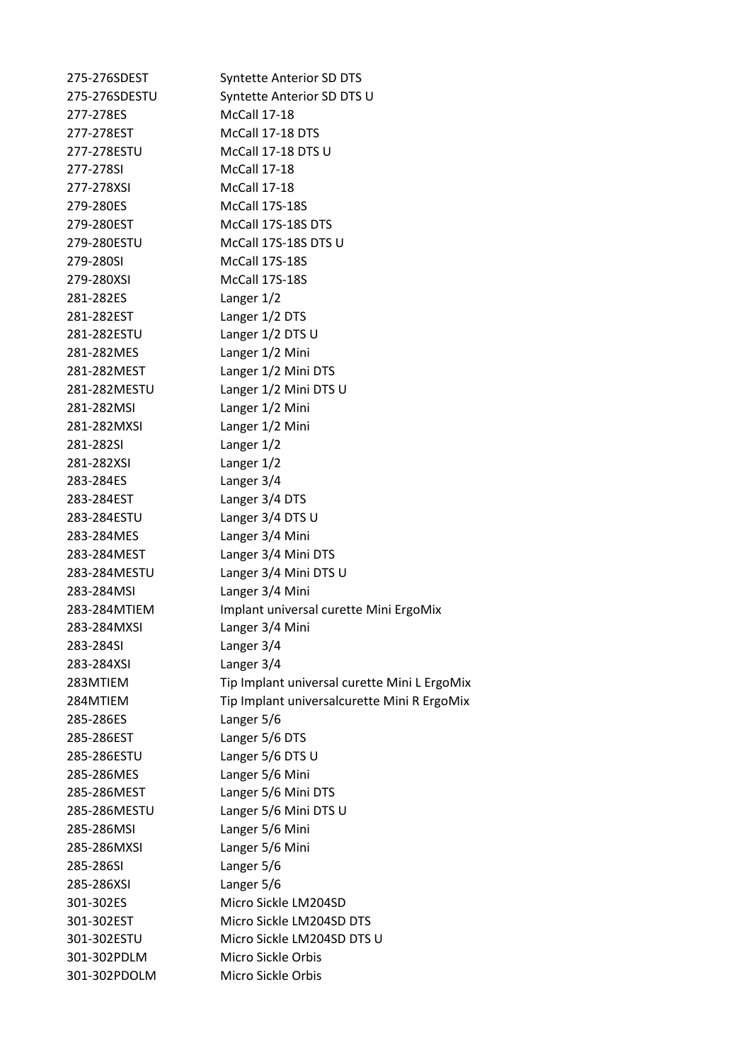| | |
|---|---|
| 275-276SDEST | Syntette Anterior SD DTS |
| 275-276SDESTU | Syntette Anterior SD DTS U |
| 277-278ES | McCall 17-18 |
| 277-278EST | McCall 17-18 DTS |
| 277-278ESTU | McCall 17-18 DTS U |
| 277-278SI | McCall 17-18 |
| 277-278XSI | McCall 17-18 |
| 279-280ES | McCall 17S-18S |
| 279-280EST | McCall 17S-18S DTS |
| 279-280ESTU | McCall 17S-18S DTS U |
| 279-280SI | McCall 17S-18S |
| 279-280XSI | McCall 17S-18S |
| 281-282ES | Langer 1/2 |
| 281-282EST | Langer 1/2 DTS |
| 281-282ESTU | Langer 1/2 DTS U |
| 281-282MES | Langer 1/2 Mini |
| 281-282MEST | Langer 1/2 Mini DTS |
| 281-282MESTU | Langer 1/2 Mini DTS U |
| 281-282MSI | Langer 1/2 Mini |
| 281-282MXSI | Langer 1/2 Mini |
| 281-282SI | Langer 1/2 |
| 281-282XSI | Langer 1/2 |
| 283-284ES | Langer 3/4 |
| 283-284EST | Langer 3/4 DTS |
| 283-284ESTU | Langer 3/4 DTS U |
| 283-284MES | Langer 3/4 Mini |
| 283-284MEST | Langer 3/4 Mini DTS |
| 283-284MESTU | Langer 3/4 Mini DTS U |
| 283-284MSI | Langer 3/4 Mini |
| 283-284MTIEM | Implant universal curette Mini ErgoMix |
| 283-284MXSI | Langer 3/4 Mini |
| 283-284SI | Langer 3/4 |
| 283-284XSI | Langer 3/4 |
| 283MTIEM | Tip Implant universal curette Mini L ErgoMix |
| 284MTIEM | Tip Implant universalcurette Mini R ErgoMix |
| 285-286ES | Langer 5/6 |
| 285-286EST | Langer 5/6 DTS |
| 285-286ESTU | Langer 5/6 DTS U |
| 285-286MES | Langer 5/6 Mini |
| 285-286MEST | Langer 5/6 Mini DTS |
| 285-286MESTU | Langer 5/6 Mini DTS U |
| 285-286MSI | Langer 5/6 Mini |
| 285-286MXSI | Langer 5/6 Mini |
| 285-286SI | Langer 5/6 |
| 285-286XSI | Langer 5/6 |
| 301-302ES | Micro Sickle LM204SD |
| 301-302EST | Micro Sickle LM204SD DTS |
| 301-302ESTU | Micro Sickle LM204SD DTS U |
| 301-302PDLM | Micro Sickle Orbis |
| 301-302PDOLM | Micro Sickle Orbis |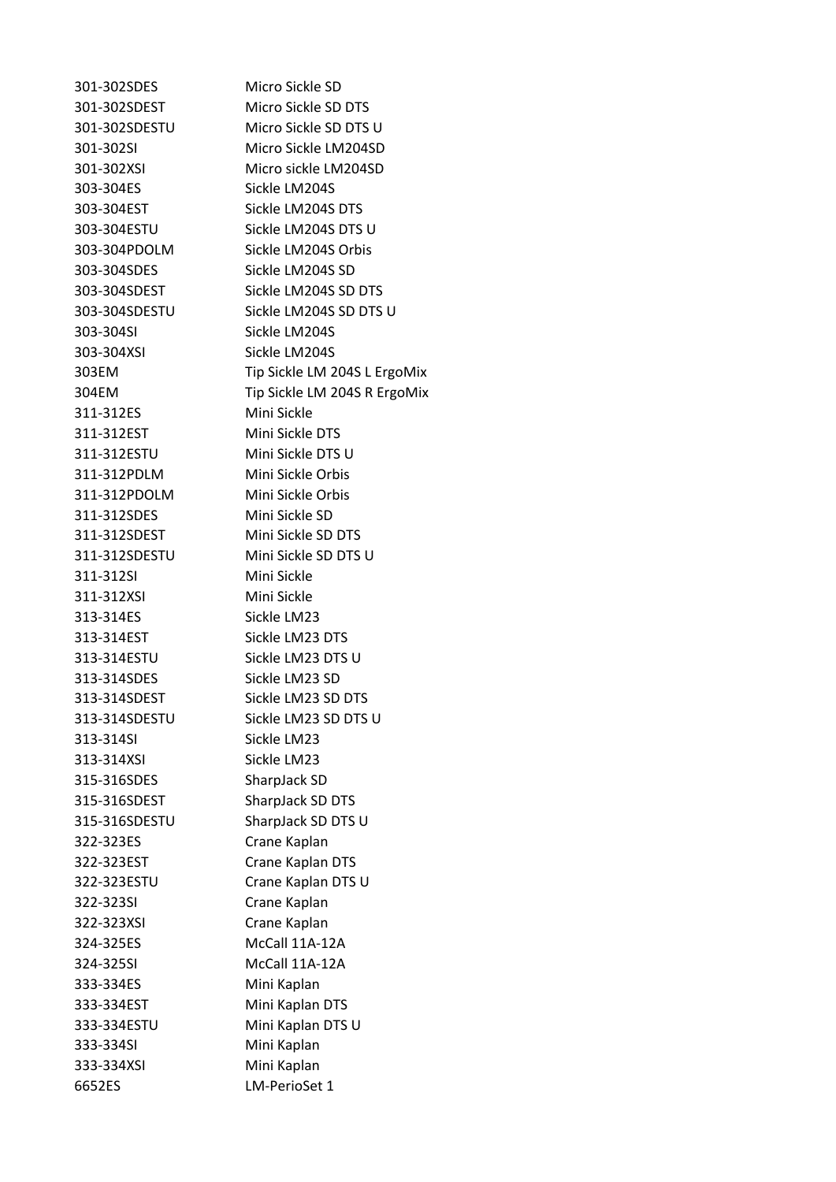| | |
|---|---|
| 301-302SDES | Micro Sickle SD |
| 301-302SDEST | Micro Sickle SD DTS |
| 301-302SDESTU | Micro Sickle SD DTS U |
| 301-302SI | Micro Sickle LM204SD |
| 301-302XSI | Micro sickle LM204SD |
| 303-304ES | Sickle LM204S |
| 303-304EST | Sickle LM204S DTS |
| 303-304ESTU | Sickle LM204S DTS U |
| 303-304PDOLM | Sickle LM204S Orbis |
| 303-304SDES | Sickle LM204S SD |
| 303-304SDEST | Sickle LM204S SD DTS |
| 303-304SDESTU | Sickle LM204S SD DTS U |
| 303-304SI | Sickle LM204S |
| 303-304XSI | Sickle LM204S |
| 303EM | Tip Sickle LM 204S L ErgoMix |
| 304EM | Tip Sickle LM 204S R ErgoMix |
| 311-312ES | Mini Sickle |
| 311-312EST | Mini Sickle DTS |
| 311-312ESTU | Mini Sickle DTS U |
| 311-312PDLM | Mini Sickle Orbis |
| 311-312PDOLM | Mini Sickle Orbis |
| 311-312SDES | Mini Sickle SD |
| 311-312SDEST | Mini Sickle SD DTS |
| 311-312SDESTU | Mini Sickle SD DTS U |
| 311-312SI | Mini Sickle |
| 311-312XSI | Mini Sickle |
| 313-314ES | Sickle LM23 |
| 313-314EST | Sickle LM23 DTS |
| 313-314ESTU | Sickle LM23 DTS U |
| 313-314SDES | Sickle LM23 SD |
| 313-314SDEST | Sickle LM23 SD DTS |
| 313-314SDESTU | Sickle LM23 SD DTS U |
| 313-314SI | Sickle LM23 |
| 313-314XSI | Sickle LM23 |
| 315-316SDES | SharpJack SD |
| 315-316SDEST | SharpJack SD DTS |
| 315-316SDESTU | SharpJack SD DTS U |
| 322-323ES | Crane Kaplan |
| 322-323EST | Crane Kaplan DTS |
| 322-323ESTU | Crane Kaplan DTS U |
| 322-323SI | Crane Kaplan |
| 322-323XSI | Crane Kaplan |
| 324-325ES | McCall 11A-12A |
| 324-325SI | McCall 11A-12A |
| 333-334ES | Mini Kaplan |
| 333-334EST | Mini Kaplan DTS |
| 333-334ESTU | Mini Kaplan DTS U |
| 333-334SI | Mini Kaplan |
| 333-334XSI | Mini Kaplan |
| 6652ES | LM-PerioSet 1 |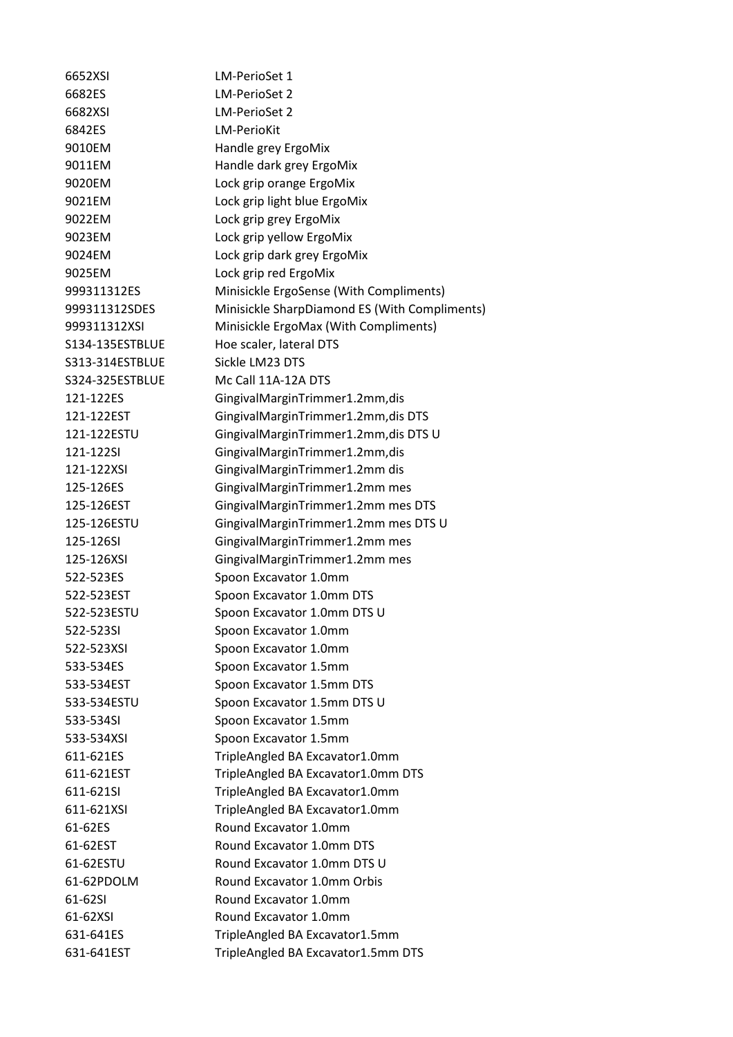| | |
|---|---|
| 6652XSI | LM-PerioSet 1 |
| 6682ES | LM-PerioSet 2 |
| 6682XSI | LM-PerioSet 2 |
| 6842ES | LM-PerioKit |
| 9010EM | Handle grey ErgoMix |
| 9011EM | Handle dark grey ErgoMix |
| 9020EM | Lock grip orange ErgoMix |
| 9021EM | Lock grip light blue ErgoMix |
| 9022EM | Lock grip grey ErgoMix |
| 9023EM | Lock grip yellow ErgoMix |
| 9024EM | Lock grip dark grey ErgoMix |
| 9025EM | Lock grip red ErgoMix |
| 999311312ES | Minisickle ErgoSense (With Compliments) |
| 999311312SDES | Minisickle SharpDiamond ES (With Compliments) |
| 999311312XSI | Minisickle ErgoMax (With Compliments) |
| S134-135ESTBLUE | Hoe scaler, lateral DTS |
| S313-314ESTBLUE | Sickle LM23 DTS |
| S324-325ESTBLUE | Mc Call 11A-12A DTS |
| 121-122ES | GingivalMarginTrimmer1.2mm,dis |
| 121-122EST | GingivalMarginTrimmer1.2mm,dis DTS |
| 121-122ESTU | GingivalMarginTrimmer1.2mm,dis DTS U |
| 121-122SI | GingivalMarginTrimmer1.2mm,dis |
| 121-122XSI | GingivalMarginTrimmer1.2mm dis |
| 125-126ES | GingivalMarginTrimmer1.2mm mes |
| 125-126EST | GingivalMarginTrimmer1.2mm mes DTS |
| 125-126ESTU | GingivalMarginTrimmer1.2mm mes DTS U |
| 125-126SI | GingivalMarginTrimmer1.2mm mes |
| 125-126XSI | GingivalMarginTrimmer1.2mm mes |
| 522-523ES | Spoon Excavator 1.0mm |
| 522-523EST | Spoon Excavator 1.0mm DTS |
| 522-523ESTU | Spoon Excavator 1.0mm DTS U |
| 522-523SI | Spoon Excavator 1.0mm |
| 522-523XSI | Spoon Excavator 1.0mm |
| 533-534ES | Spoon Excavator 1.5mm |
| 533-534EST | Spoon Excavator 1.5mm DTS |
| 533-534ESTU | Spoon Excavator 1.5mm DTS U |
| 533-534SI | Spoon Excavator 1.5mm |
| 533-534XSI | Spoon Excavator 1.5mm |
| 611-621ES | TripleAngled BA Excavator1.0mm |
| 611-621EST | TripleAngled BA Excavator1.0mm DTS |
| 611-621SI | TripleAngled BA Excavator1.0mm |
| 611-621XSI | TripleAngled BA Excavator1.0mm |
| 61-62ES | Round Excavator 1.0mm |
| 61-62EST | Round Excavator 1.0mm DTS |
| 61-62ESTU | Round Excavator 1.0mm DTS U |
| 61-62PDOLM | Round Excavator 1.0mm Orbis |
| 61-62SI | Round Excavator 1.0mm |
| 61-62XSI | Round Excavator 1.0mm |
| 631-641ES | TripleAngled BA Excavator1.5mm |
| 631-641EST | TripleAngled BA Excavator1.5mm DTS |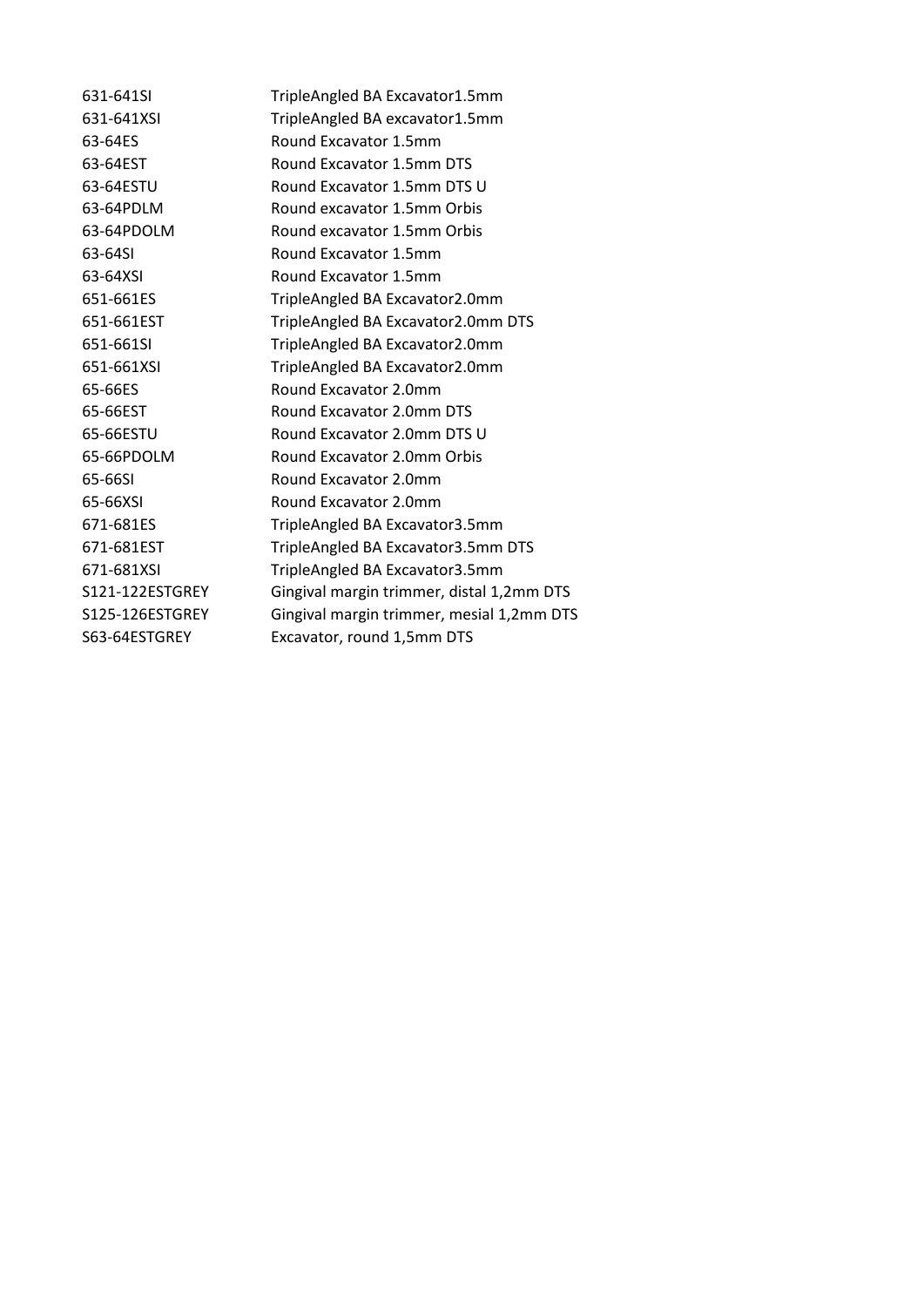| | |
|---|---|
| 631-641SI | TripleAngled BA Excavator1.5mm |
| 631-641XSI | TripleAngled BA excavator1.5mm |
| 63-64ES | Round Excavator 1.5mm |
| 63-64EST | Round Excavator 1.5mm DTS |
| 63-64ESTU | Round Excavator 1.5mm DTS U |
| 63-64PDLM | Round excavator 1.5mm Orbis |
| 63-64PDOLM | Round excavator 1.5mm Orbis |
| 63-64SI | Round Excavator 1.5mm |
| 63-64XSI | Round Excavator 1.5mm |
| 651-661ES | TripleAngled BA Excavator2.0mm |
| 651-661EST | TripleAngled BA Excavator2.0mm DTS |
| 651-661SI | TripleAngled BA Excavator2.0mm |
| 651-661XSI | TripleAngled BA Excavator2.0mm |
| 65-66ES | Round Excavator 2.0mm |
| 65-66EST | Round Excavator 2.0mm DTS |
| 65-66ESTU | Round Excavator 2.0mm DTS U |
| 65-66PDOLM | Round Excavator 2.0mm Orbis |
| 65-66SI | Round Excavator 2.0mm |
| 65-66XSI | Round Excavator 2.0mm |
| 671-681ES | TripleAngled BA Excavator3.5mm |
| 671-681EST | TripleAngled BA Excavator3.5mm DTS |
| 671-681XSI | TripleAngled BA Excavator3.5mm |
| S121-122ESTGREY | Gingival margin trimmer, distal 1,2mm DTS |
| S125-126ESTGREY | Gingival margin trimmer, mesial 1,2mm DTS |
| S63-64ESTGREY | Excavator, round 1,5mm DTS |